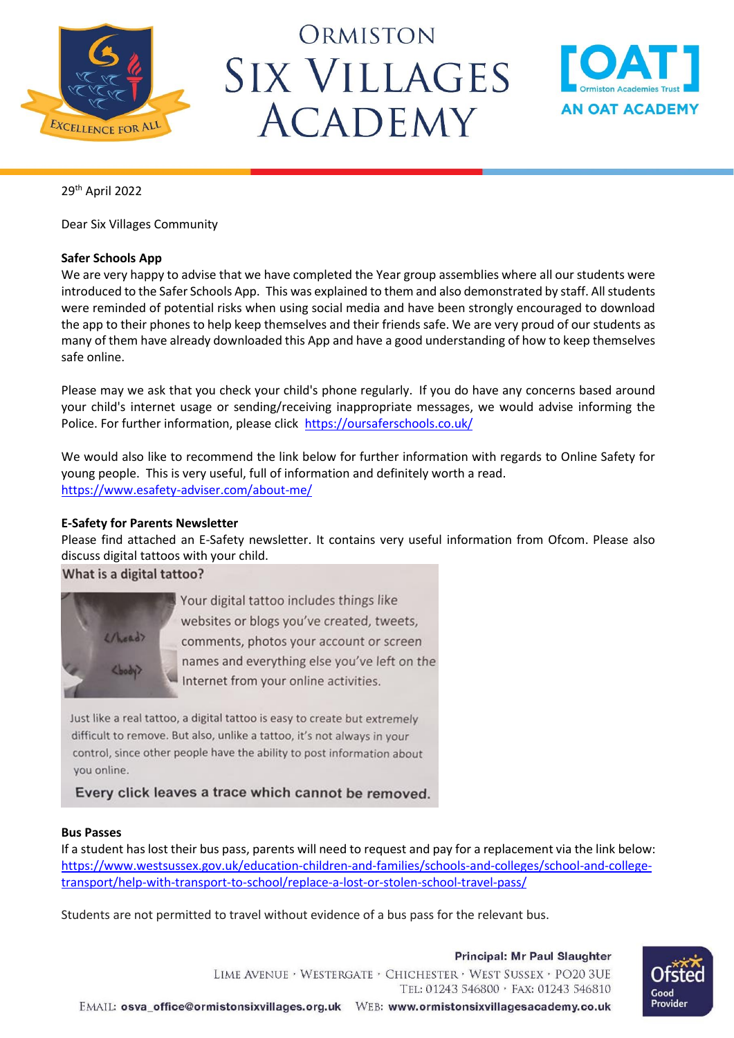# Ormiston Six Villages Academy

29th April 2022

Dear Six Villages Community

**Safer Schools App**

We are very happy to advise that we have completed the Year group assemblies where all our students were introduced to the Safer Schools App. This was explained to them and also demonstrated by staff. All students were reminded of potential risks when using social media and have been strongly encouraged to download the app to their phones to help keep themselves and their friends safe. We are very proud of our students as many of them have already downloaded this App and have a good understanding of how to keep themselves safe online.

Please may we ask that you check your child's phone regularly. If you do have any concerns based around your child's internet usage or sending/receiving inappropriate messages, we would advise informing the Police. For further information, please click https://oursaferschools.co.uk/

We would also like to recommend the link below for further information with regards to Online Safety for young people. This is very useful, full of information and definitely worth a read.
https://www.esafety-adviser.com/about-me/

**E-Safety for Parents Newsletter**

Please find attached an E-Safety newsletter. It contains very useful information from Ofcom. Please also discuss digital tattoos with your child.

**What is a digital tattoo?**

Your digital tattoo includes things like websites or blogs you've created, tweets, comments, photos your account or screen names and everything else you've left on the Internet from your online activities.

Just like a real tattoo, a digital tattoo is easy to create but extremely difficult to remove. But also, unlike a tattoo, it's not always in your control, since other people have the ability to post information about you online.

**Every click leaves a trace which cannot be removed.**

**Bus Passes**

If a student has lost their bus pass, parents will need to request and pay for a replacement via the link below:
https://www.westsussex.gov.uk/education-children-and-families/schools-and-colleges/school-and-college-transport/help-with-transport-to-school/replace-a-lost-or-stolen-school-travel-pass/

Students are not permitted to travel without evidence of a bus pass for the relevant bus.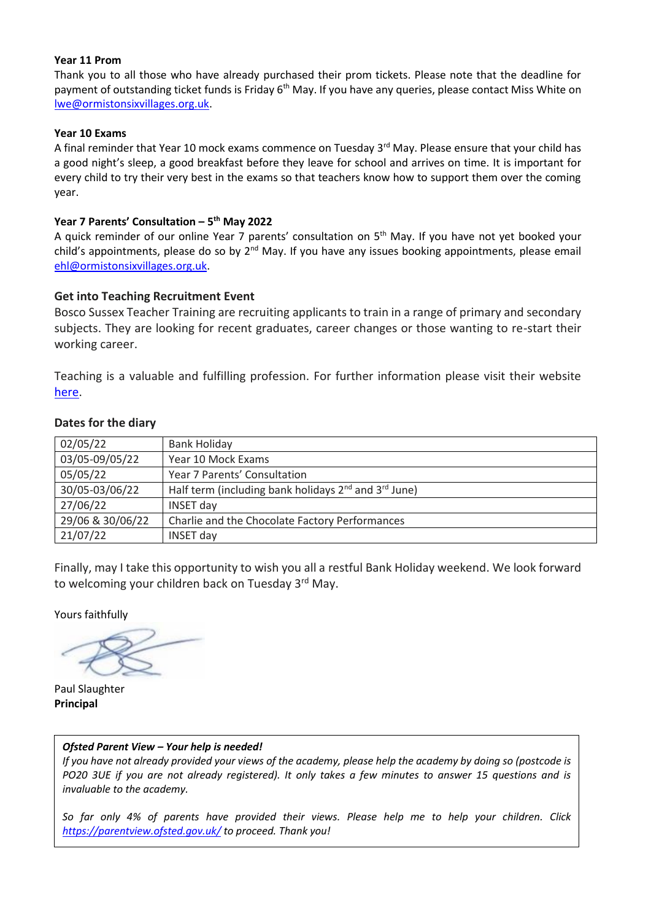**Year 11 Prom**

Thank you to all those who have already purchased their prom tickets. Please note that the deadline for payment of outstanding ticket funds is Friday 6th May. If you have any queries, please contact Miss White on lwe@ormistonsixvillages.org.uk.

**Year 10 Exams**

A final reminder that Year 10 mock exams commence on Tuesday 3rd May. Please ensure that your child has a good night's sleep, a good breakfast before they leave for school and arrives on time. It is important for every child to try their very best in the exams so that teachers know how to support them over the coming year.

**Year 7 Parents' Consultation – 5th May 2022**

A quick reminder of our online Year 7 parents' consultation on 5th May. If you have not yet booked your child's appointments, please do so by 2nd May. If you have any issues booking appointments, please email ehl@ormistonsixvillages.org.uk.

**Get into Teaching Recruitment Event**

Bosco Sussex Teacher Training are recruiting applicants to train in a range of primary and secondary subjects. They are looking for recent graduates, career changes or those wanting to re-start their working career.

Teaching is a valuable and fulfilling profession. For further information please visit their website here.

**Dates for the diary**

| | |
|---|---|
| 02/05/22 | Bank Holiday |
| 03/05-09/05/22 | Year 10 Mock Exams |
| 05/05/22 | Year 7 Parents' Consultation |
| 30/05-03/06/22 | Half term (including bank holidays 2nd and 3rd June) |
| 27/06/22 | INSET day |
| 29/06 & 30/06/22 | Charlie and the Chocolate Factory Performances |
| 21/07/22 | INSET day |

Finally, may I take this opportunity to wish you all a restful Bank Holiday weekend. We look forward to welcoming your children back on Tuesday 3rd May.

Yours faithfully

Paul Slaughter
**Principal**

***Ofsted Parent View – Your help is needed!***

*If you have not already provided your views of the academy, please help the academy by doing so (postcode is PO20 3UE if you are not already registered). It only takes a few minutes to answer 15 questions and is invaluable to the academy.*

*So far only 4% of parents have provided their views. Please help me to help your children. Click https://parentview.ofsted.gov.uk/ to proceed. Thank you!*